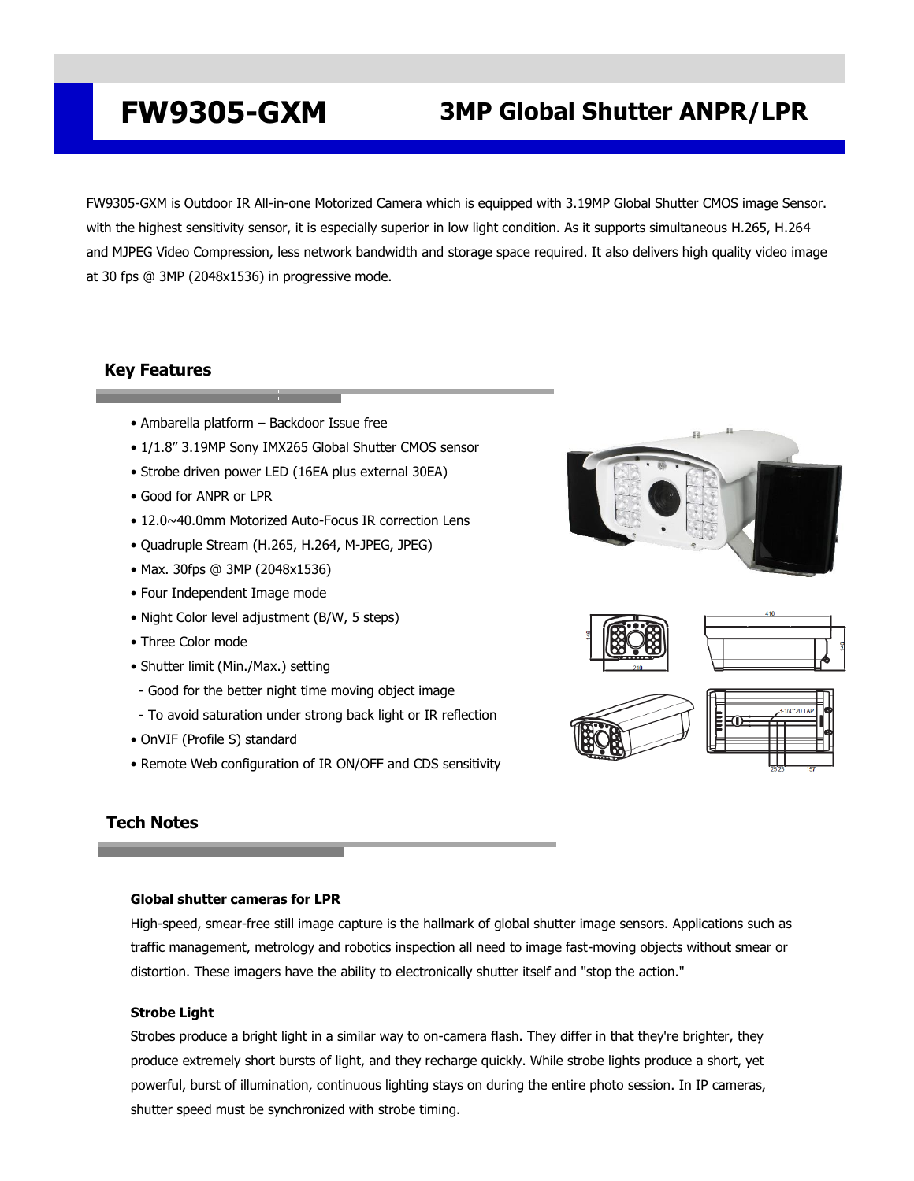# FW9305-GXM

## 3MP Global Shutter ANPR/LPR

FW9305-GXM is Outdoor IR All-in-one Motorized Camera which is equipped with 3.19MP Global Shutter CMOS image Sensor. with the highest sensitivity sensor, it is especially superior in low light condition. As it supports simultaneous H.265, H.264 and MJPEG Video Compression, less network bandwidth and storage space required. It also delivers high quality video image at 30 fps @ 3MP (2048x1536) in progressive mode.

## Key Features

- Ambarella platform – Backdoor Issue free
- 1/1.8” 3.19MP Sony IMX265 Global Shutter CMOS sensor
- Strobe driven power LED (16EA plus external 30EA)
- Good for ANPR or LPR
- 12.0~40.0mm Motorized Auto-Focus IR correction Lens
- Quadruple Stream (H.265, H.264, M-JPEG, JPEG)
- Max. 30fps @ 3MP (2048x1536)
- Four Independent Image mode
- Night Color level adjustment (B/W, 5 steps)
- Three Color mode
- Shutter limit (Min./Max.) setting
  - Good for the better night time moving object image
  - To avoid saturation under strong back light or IR reflection
- OnVIF (Profile S) standard
- Remote Web configuration of IR ON/OFF and CDS sensitivity

## Tech Notes

### Global shutter cameras for LPR

High-speed, smear-free still image capture is the hallmark of global shutter image sensors. Applications such as traffic management, metrology and robotics inspection all need to image fast-moving objects without smear or distortion. These imagers have the ability to electronically shutter itself and "stop the action."

### Strobe Light

Strobes produce a bright light in a similar way to on-camera flash. They differ in that they're brighter, they produce extremely short bursts of light, and they recharge quickly. While strobe lights produce a short, yet powerful, burst of illumination, continuous lighting stays on during the entire photo session. In IP cameras, shutter speed must be synchronized with strobe timing.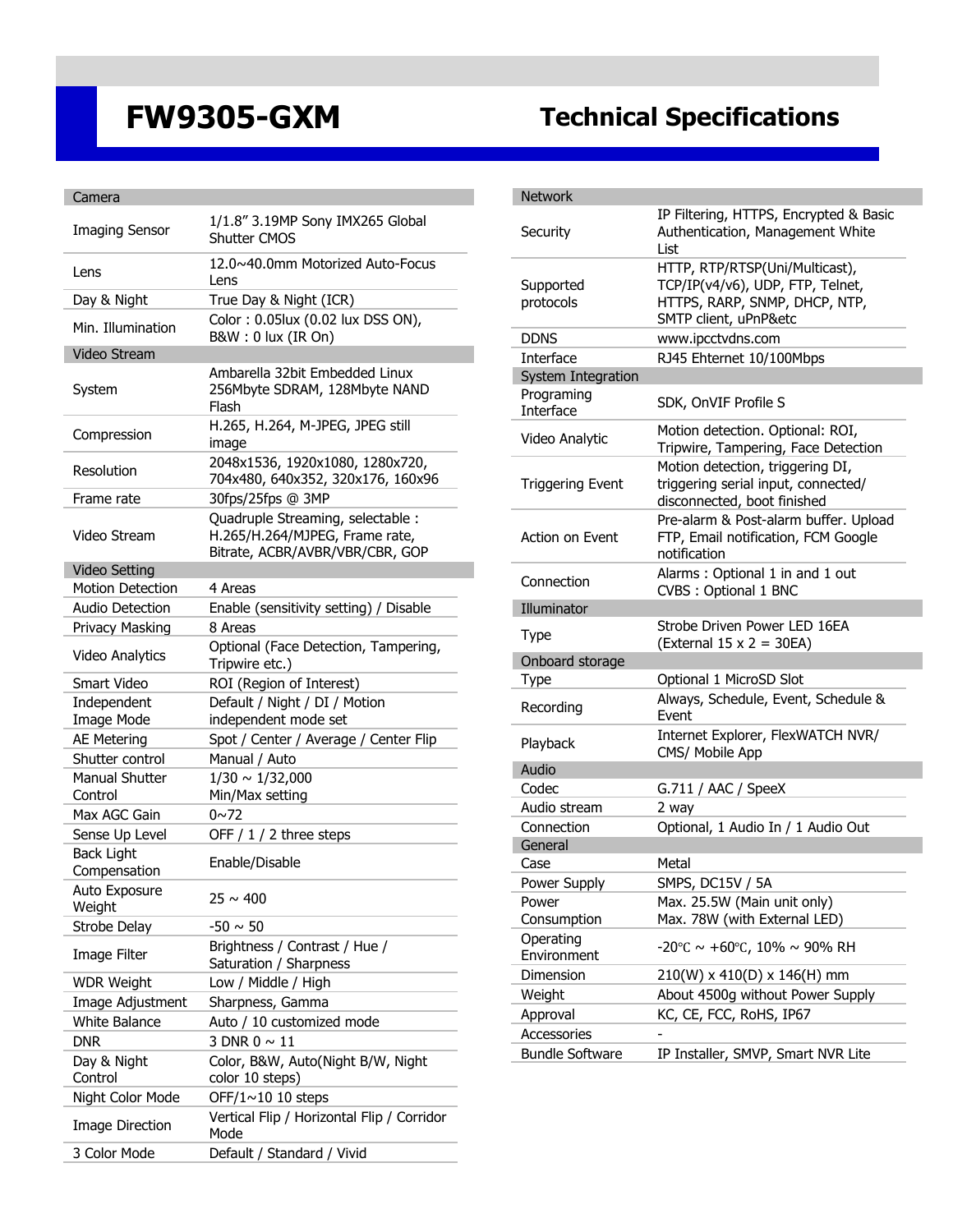# FW9305-GXM Technical Specifications

| | |
|---|---|
| **Camera** | |
| Imaging Sensor | 1/1.8" 3.19MP Sony IMX265 Global Shutter CMOS |
| Lens | 12.0~40.0mm Motorized Auto-Focus Lens |
| Day & Night | True Day & Night (ICR) |
| Min. Illumination | Color : 0.05lux (0.02 lux DSS ON), B&W : 0 lux (IR On) |
| **Video Stream** | |
| System | Ambarella 32bit Embedded Linux 256Mbyte SDRAM, 128Mbyte NAND Flash |
| Compression | H.265, H.264, M-JPEG, JPEG still image |
| Resolution | 2048x1536, 1920x1080, 1280x720, 704x480, 640x352, 320x176, 160x96 |
| Frame rate | 30fps/25fps @ 3MP |
| Video Stream | Quadruple Streaming, selectable : H.265/H.264/MJPEG, Frame rate, Bitrate, ACBR/AVBR/VBR/CBR, GOP |
| **Video Setting** | |
| Motion Detection | 4 Areas |
| Audio Detection | Enable (sensitivity setting) / Disable |
| Privacy Masking | 8 Areas |
| Video Analytics | Optional (Face Detection, Tampering, Tripwire etc.) |
| Smart Video | ROI (Region of Interest) |
| Independent Image Mode | Default / Night / DI / Motion independent mode set |
| AE Metering | Spot / Center / Average / Center Flip |
| Shutter control | Manual / Auto |
| Manual Shutter Control | 1/30 ~ 1/32,000 Min/Max setting |
| Max AGC Gain | 0~72 |
| Sense Up Level | OFF / 1 / 2 three steps |
| Back Light Compensation | Enable/Disable |
| Auto Exposure Weight | 25 ~ 400 |
| Strobe Delay | -50 ~ 50 |
| Image Filter | Brightness / Contrast / Hue / Saturation / Sharpness |
| WDR Weight | Low / Middle / High |
| Image Adjustment | Sharpness, Gamma |
| White Balance | Auto / 10 customized mode |
| DNR | 3 DNR 0 ~ 11 |
| Day & Night Control | Color, B&W, Auto(Night B/W, Night color 10 steps) |
| Night Color Mode | OFF/1~10 10 steps |
| Image Direction | Vertical Flip / Horizontal Flip / Corridor Mode |
| 3 Color Mode | Default / Standard / Vivid |

| | |
|---|---|
| **Network** | |
| Security | IP Filtering, HTTPS, Encrypted & Basic Authentication, Management White List |
| Supported protocols | HTTP, RTP/RTSP(Uni/Multicast), TCP/IP(v4/v6), UDP, FTP, Telnet, HTTPS, RARP, SNMP, DHCP, NTP, SMTP client, uPnP&etc |
| DDNS | www.ipcctvdns.com |
| Interface | RJ45 Ehternet 10/100Mbps |
| **System Integration** | |
| Programing Interface | SDK, OnVIF Profile S |
| Video Analytic | Motion detection. Optional: ROI, Tripwire, Tampering, Face Detection |
| Triggering Event | Motion detection, triggering DI, triggering serial input, connected/ disconnected, boot finished |
| Action on Event | Pre-alarm & Post-alarm buffer. Upload FTP, Email notification, FCM Google notification |
| Connection | Alarms : Optional 1 in and 1 out CVBS : Optional 1 BNC |
| **Illuminator** | |
| Type | Strobe Driven Power LED 16EA (External 15 x 2 = 30EA) |
| **Onboard storage** | |
| Type | Optional 1 MicroSD Slot |
| Recording | Always, Schedule, Event, Schedule & Event |
| Playback | Internet Explorer, FlexWATCH NVR/ CMS/ Mobile App |
| **Audio** | |
| Codec | G.711 / AAC / SpeeX |
| Audio stream | 2 way |
| Connection | Optional, 1 Audio In / 1 Audio Out |
| **General** | |
| Case | Metal |
| Power Supply | SMPS, DC15V / 5A |
| Power Consumption | Max. 25.5W (Main unit only) Max. 78W (with External LED) |
| Operating Environment | -20℃ ~ +60℃, 10% ~ 90% RH |
| Dimension | 210(W) x 410(D) x 146(H) mm |
| Weight | About 4500g without Power Supply |
| Approval | KC, CE, FCC, RoHS, IP67 |
| Accessories | - |
| Bundle Software | IP Installer, SMVP, Smart NVR Lite |